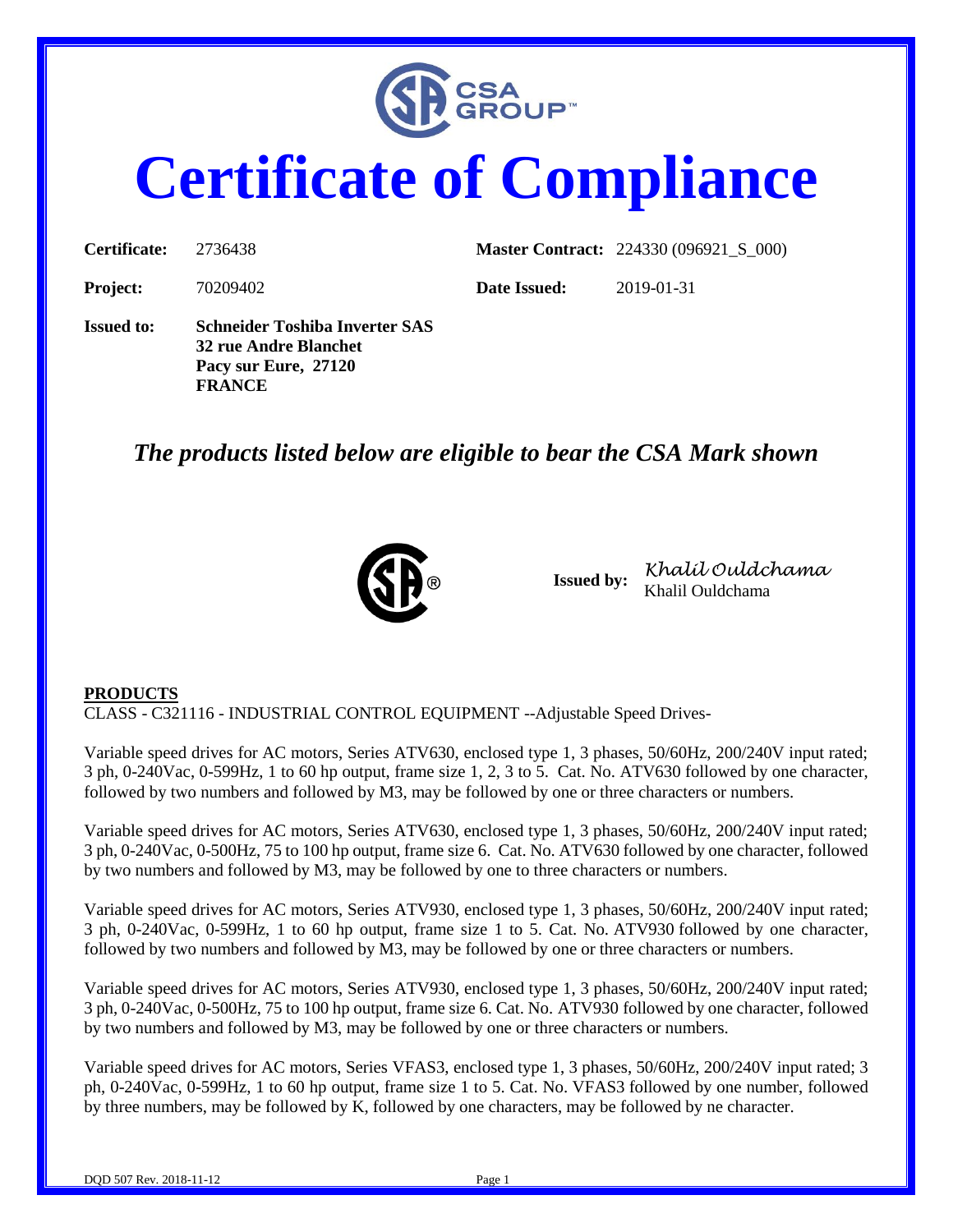# Certificate of Compliance

| | | | |
|---|---|---|---|
| **Certificate:** | 2736438 | **Master Contract:** | 224330 (096921_S_000) |
| **Project:** | 70209402 | **Date Issued:** | 2019-01-31 |

**Issued to:** **Schneider Toshiba Inverter SAS**
**32 rue Andre Blanchet**
**Pacy sur Eure, 27120**
**FRANCE**

## *The products listed below are eligible to bear the CSA Mark shown*

**Issued by:** *Khalil Ouldchama*
Khalil Ouldchama

**PRODUCTS**

CLASS - C321116 - INDUSTRIAL CONTROL EQUIPMENT --Adjustable Speed Drives-

Variable speed drives for AC motors, Series ATV630, enclosed type 1, 3 phases, 50/60Hz, 200/240V input rated; 3 ph, 0-240Vac, 0-599Hz, 1 to 60 hp output, frame size 1, 2, 3 to 5. Cat. No. ATV630 followed by one character, followed by two numbers and followed by M3, may be followed by one or three characters or numbers.

Variable speed drives for AC motors, Series ATV630, enclosed type 1, 3 phases, 50/60Hz, 200/240V input rated; 3 ph, 0-240Vac, 0-500Hz, 75 to 100 hp output, frame size 6. Cat. No. ATV630 followed by one character, followed by two numbers and followed by M3, may be followed by one to three characters or numbers.

Variable speed drives for AC motors, Series ATV930, enclosed type 1, 3 phases, 50/60Hz, 200/240V input rated; 3 ph, 0-240Vac, 0-599Hz, 1 to 60 hp output, frame size 1 to 5. Cat. No. ATV930 followed by one character, followed by two numbers and followed by M3, may be followed by one or three characters or numbers.

Variable speed drives for AC motors, Series ATV930, enclosed type 1, 3 phases, 50/60Hz, 200/240V input rated; 3 ph, 0-240Vac, 0-500Hz, 75 to 100 hp output, frame size 6. Cat. No. ATV930 followed by one character, followed by two numbers and followed by M3, may be followed by one or three characters or numbers.

Variable speed drives for AC motors, Series VFAS3, enclosed type 1, 3 phases, 50/60Hz, 200/240V input rated; 3 ph, 0-240Vac, 0-599Hz, 1 to 60 hp output, frame size 1 to 5. Cat. No. VFAS3 followed by one number, followed by three numbers, may be followed by K, followed by one characters, may be followed by ne character.

DQD 507 Rev. 2018-11-12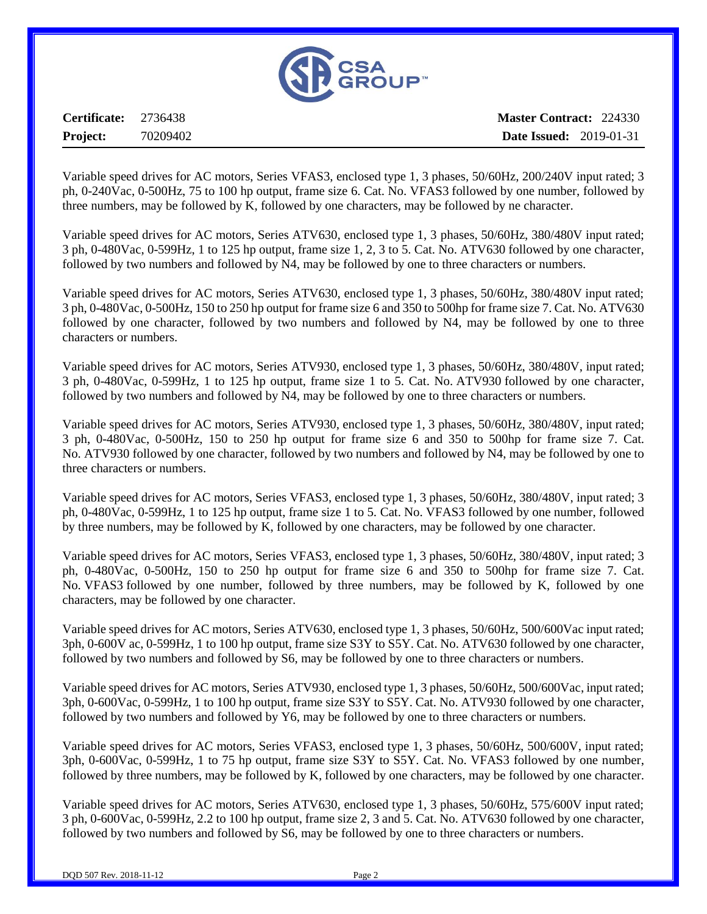| **Certificate:** 2736438 | **Master Contract:** 224330 |
|---|---|
| **Project:** 70209402 | **Date Issued:** 2019-01-31 |

Variable speed drives for AC motors, Series VFAS3, enclosed type 1, 3 phases, 50/60Hz, 200/240V input rated; 3 ph, 0-240Vac, 0-500Hz, 75 to 100 hp output, frame size 6. Cat. No. VFAS3 followed by one number, followed by three numbers, may be followed by K, followed by one characters, may be followed by ne character.

Variable speed drives for AC motors, Series ATV630, enclosed type 1, 3 phases, 50/60Hz, 380/480V input rated; 3 ph, 0-480Vac, 0-599Hz, 1 to 125 hp output, frame size 1, 2, 3 to 5. Cat. No. ATV630 followed by one character, followed by two numbers and followed by N4, may be followed by one to three characters or numbers.

Variable speed drives for AC motors, Series ATV630, enclosed type 1, 3 phases, 50/60Hz, 380/480V input rated; 3 ph, 0-480Vac, 0-500Hz, 150 to 250 hp output for frame size 6 and 350 to 500hp for frame size 7. Cat. No. ATV630 followed by one character, followed by two numbers and followed by N4, may be followed by one to three characters or numbers.

Variable speed drives for AC motors, Series ATV930, enclosed type 1, 3 phases, 50/60Hz, 380/480V, input rated; 3 ph, 0-480Vac, 0-599Hz, 1 to 125 hp output, frame size 1 to 5. Cat. No. ATV930 followed by one character, followed by two numbers and followed by N4, may be followed by one to three characters or numbers.

Variable speed drives for AC motors, Series ATV930, enclosed type 1, 3 phases, 50/60Hz, 380/480V, input rated; 3 ph, 0-480Vac, 0-500Hz, 150 to 250 hp output for frame size 6 and 350 to 500hp for frame size 7. Cat. No. ATV930 followed by one character, followed by two numbers and followed by N4, may be followed by one to three characters or numbers.

Variable speed drives for AC motors, Series VFAS3, enclosed type 1, 3 phases, 50/60Hz, 380/480V, input rated; 3 ph, 0-480Vac, 0-599Hz, 1 to 125 hp output, frame size 1 to 5. Cat. No. VFAS3 followed by one number, followed by three numbers, may be followed by K, followed by one characters, may be followed by one character.

Variable speed drives for AC motors, Series VFAS3, enclosed type 1, 3 phases, 50/60Hz, 380/480V, input rated; 3 ph, 0-480Vac, 0-500Hz, 150 to 250 hp output for frame size 6 and 350 to 500hp for frame size 7. Cat. No. VFAS3 followed by one number, followed by three numbers, may be followed by K, followed by one characters, may be followed by one character.

Variable speed drives for AC motors, Series ATV630, enclosed type 1, 3 phases, 50/60Hz, 500/600Vac input rated; 3ph, 0-600V ac, 0-599Hz, 1 to 100 hp output, frame size S3Y to S5Y. Cat. No. ATV630 followed by one character, followed by two numbers and followed by S6, may be followed by one to three characters or numbers.

Variable speed drives for AC motors, Series ATV930, enclosed type 1, 3 phases, 50/60Hz, 500/600Vac, input rated; 3ph, 0-600Vac, 0-599Hz, 1 to 100 hp output, frame size S3Y to S5Y. Cat. No. ATV930 followed by one character, followed by two numbers and followed by Y6, may be followed by one to three characters or numbers.

Variable speed drives for AC motors, Series VFAS3, enclosed type 1, 3 phases, 50/60Hz, 500/600V, input rated; 3ph, 0-600Vac, 0-599Hz, 1 to 75 hp output, frame size S3Y to S5Y. Cat. No. VFAS3 followed by one number, followed by three numbers, may be followed by K, followed by one characters, may be followed by one character.

Variable speed drives for AC motors, Series ATV630, enclosed type 1, 3 phases, 50/60Hz, 575/600V input rated; 3 ph, 0-600Vac, 0-599Hz, 2.2 to 100 hp output, frame size 2, 3 and 5. Cat. No. ATV630 followed by one character, followed by two numbers and followed by S6, may be followed by one to three characters or numbers.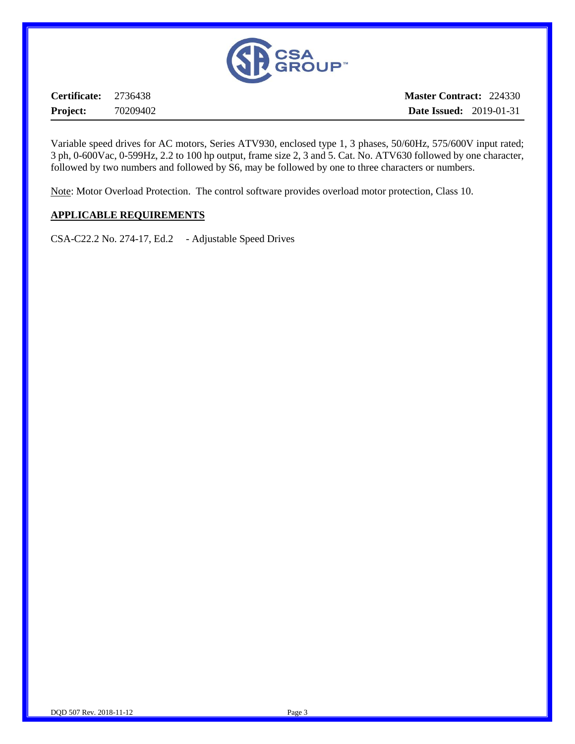**Certificate:** 2736438 **Master Contract:** 224330

**Project:** 70209402 **Date Issued:** 2019-01-31

Variable speed drives for AC motors, Series ATV930, enclosed type 1, 3 phases, 50/60Hz, 575/600V input rated; 3 ph, 0-600Vac, 0-599Hz, 2.2 to 100 hp output, frame size 2, 3 and 5. Cat. No. ATV630 followed by one character, followed by two numbers and followed by S6, may be followed by one to three characters or numbers.

Note: Motor Overload Protection. The control software provides overload motor protection, Class 10.

## APPLICABLE REQUIREMENTS

CSA-C22.2 No. 274-17, Ed.2 - Adjustable Speed Drives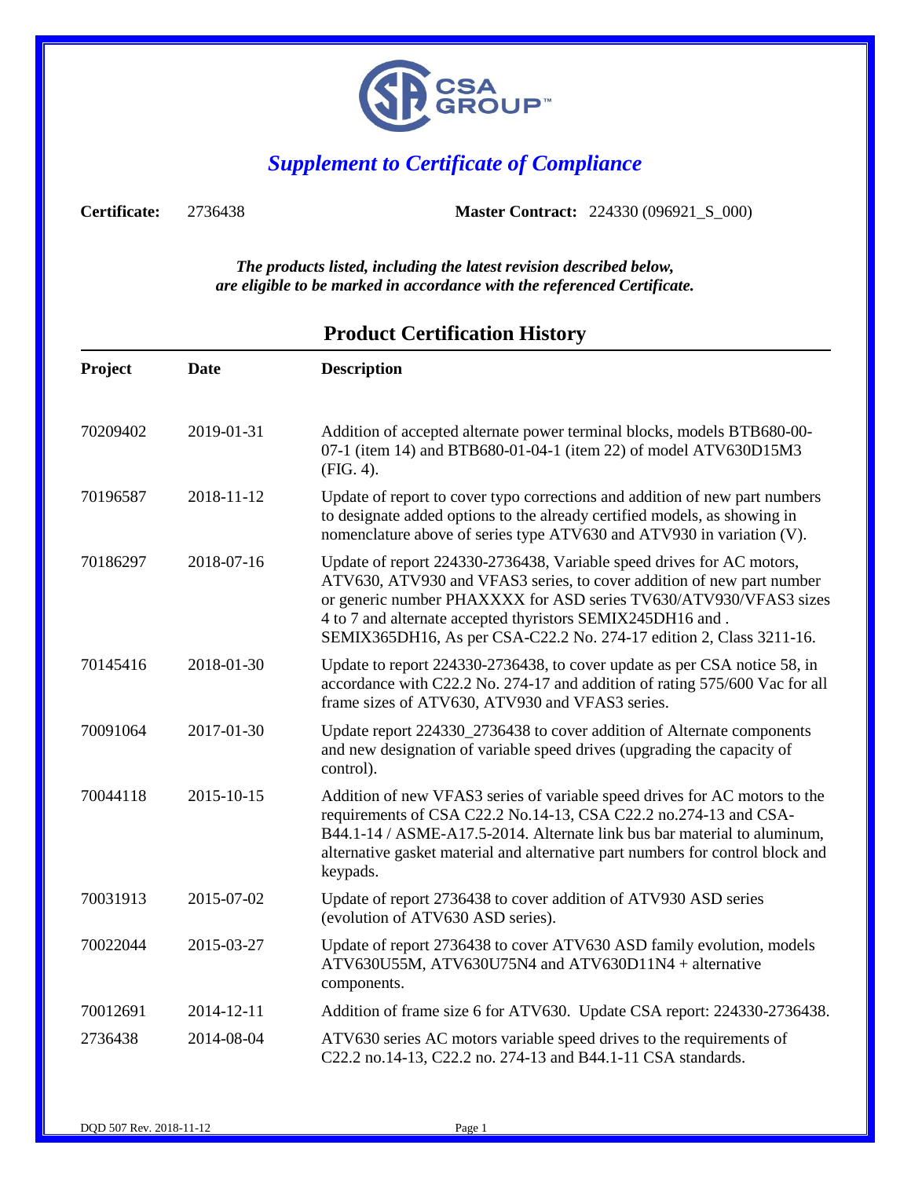# Supplement to Certificate of Compliance

**Certificate:** 2736438 **Master Contract:** 224330 (096921_S_000)

***The products listed, including the latest revision described below, are eligible to be marked in accordance with the referenced Certificate.***

## Product Certification History

| Project | Date | Description |
|---|---|---|
| 70209402 | 2019-01-31 | Addition of accepted alternate power terminal blocks, models BTB680-00-07-1 (item 14) and BTB680-01-04-1 (item 22) of model ATV630D15M3 (FIG. 4). |
| 70196587 | 2018-11-12 | Update of report to cover typo corrections and addition of new part numbers to designate added options to the already certified models, as showing in nomenclature above of series type ATV630 and ATV930 in variation (V). |
| 70186297 | 2018-07-16 | Update of report 224330-2736438, Variable speed drives for AC motors, ATV630, ATV930 and VFAS3 series, to cover addition of new part number or generic number PHAXXXX for ASD series TV630/ATV930/VFAS3 sizes 4 to 7 and alternate accepted thyristors SEMIX245DH16 and . SEMIX365DH16, As per CSA-C22.2 No. 274-17 edition 2, Class 3211-16. |
| 70145416 | 2018-01-30 | Update to report 224330-2736438, to cover update as per CSA notice 58, in accordance with C22.2 No. 274-17 and addition of rating 575/600 Vac for all frame sizes of ATV630, ATV930 and VFAS3 series. |
| 70091064 | 2017-01-30 | Update report 224330_2736438 to cover addition of Alternate components and new designation of variable speed drives (upgrading the capacity of control). |
| 70044118 | 2015-10-15 | Addition of new VFAS3 series of variable speed drives for AC motors to the requirements of CSA C22.2 No.14-13, CSA C22.2 no.274-13 and CSA-B44.1-14 / ASME-A17.5-2014. Alternate link bus bar material to aluminum, alternative gasket material and alternative part numbers for control block and keypads. |
| 70031913 | 2015-07-02 | Update of report 2736438 to cover addition of ATV930 ASD series (evolution of ATV630 ASD series). |
| 70022044 | 2015-03-27 | Update of report 2736438 to cover ATV630 ASD family evolution, models ATV630U55M, ATV630U75N4 and ATV630D11N4 + alternative components. |
| 70012691 | 2014-12-11 | Addition of frame size 6 for ATV630. Update CSA report: 224330-2736438. |
| 2736438 | 2014-08-04 | ATV630 series AC motors variable speed drives to the requirements of C22.2 no.14-13, C22.2 no. 274-13 and B44.1-11 CSA standards. |

DQD 507 Rev. 2018-11-12